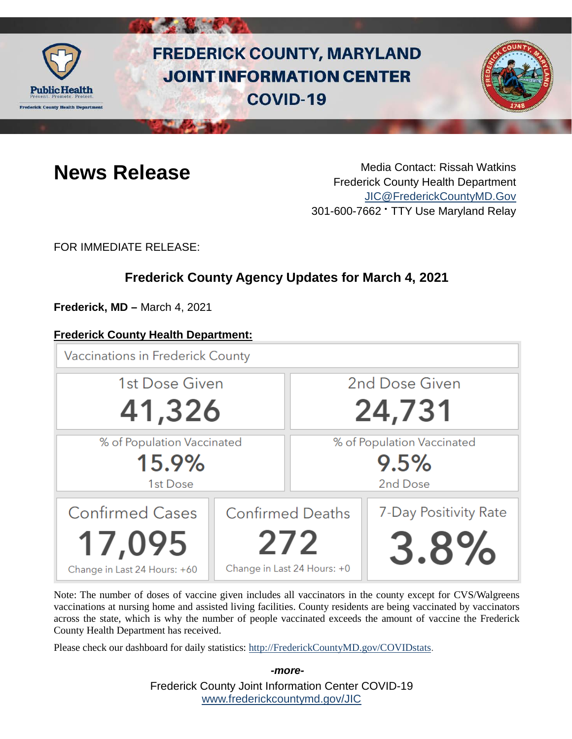# FREDERICK COUNTY, MARYLAND JOINT INFORMATION CENTER COVID-19

Public Health
Prevent. Promote. Protect.
Frederick County Health Department

# News Release

Media Contact: Rissah Watkins
Frederick County Health Department
JIC@FrederickCountyMD.Gov
301-600-7662 • TTY Use Maryland Relay

FOR IMMEDIATE RELEASE:

## Frederick County Agency Updates for March 4, 2021

**Frederick, MD –** March 4, 2021

**Frederick County Health Department:**

Vaccinations in Frederick County

| 1st Dose Given | 2nd Dose Given |
|---|---|
| 41,326 | 24,731 |
| % of Population Vaccinated 15.9% 1st Dose | % of Population Vaccinated 9.5% 2nd Dose |

| Confirmed Cases | Confirmed Deaths | 7-Day Positivity Rate |
|---|---|---|
| 17,095 | 272 | 3.8% |
| Change in Last 24 Hours: +60 | Change in Last 24 Hours: +0 | |

Note: The number of doses of vaccine given includes all vaccinators in the county except for CVS/Walgreens vaccinations at nursing home and assisted living facilities. County residents are being vaccinated by vaccinators across the state, which is why the number of people vaccinated exceeds the amount of vaccine the Frederick County Health Department has received.

Please check our dashboard for daily statistics: http://FrederickCountyMD.gov/COVIDstats.

*-more-*

Frederick County Joint Information Center COVID-19
www.frederickcountymd.gov/JIC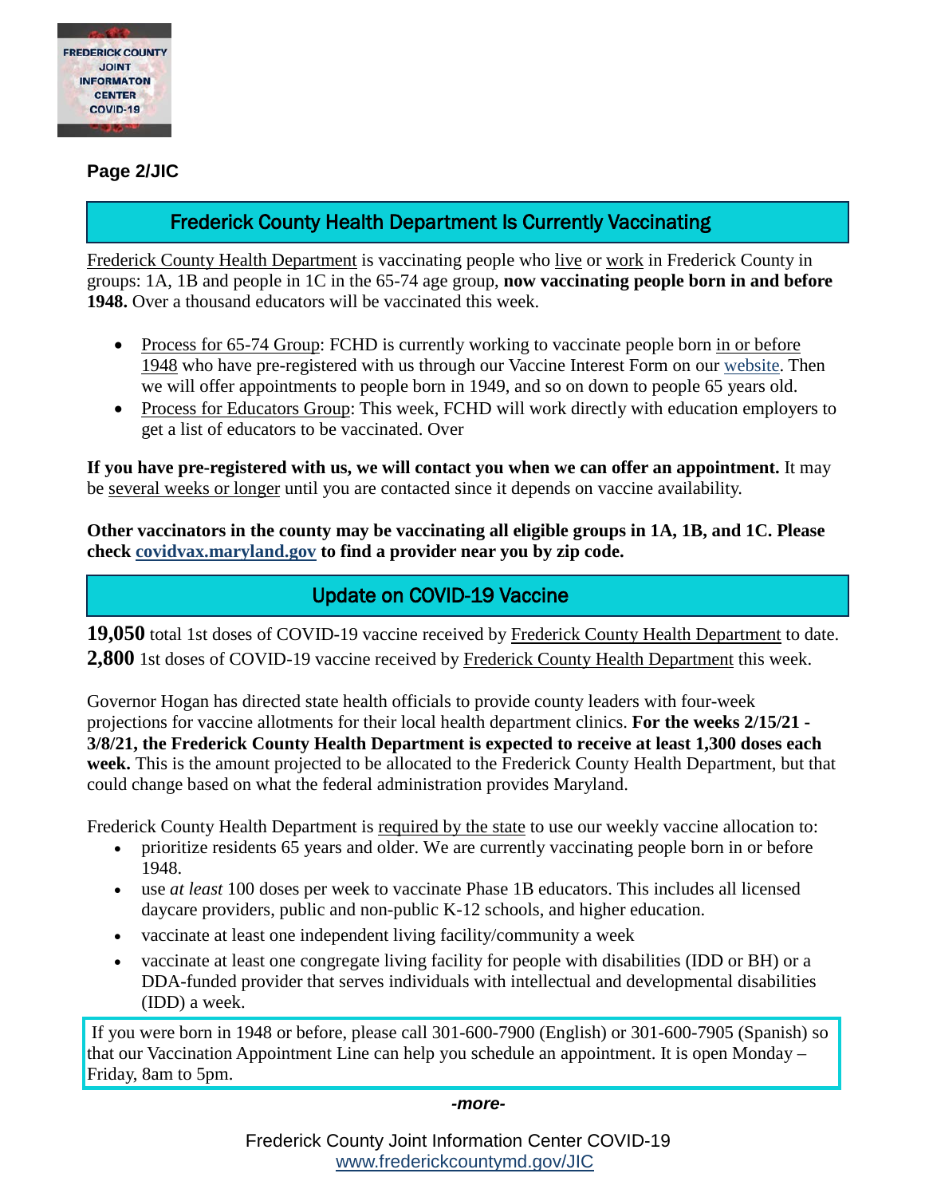Page 2/JIC

## Frederick County Health Department Is Currently Vaccinating

Frederick County Health Department is vaccinating people who live or work in Frederick County in groups: 1A, 1B and people in 1C in the 65-74 age group, **now vaccinating people born in and before 1948.** Over a thousand educators will be vaccinated this week.

- Process for 65-74 Group: FCHD is currently working to vaccinate people born in or before 1948 who have pre-registered with us through our Vaccine Interest Form on our website. Then we will offer appointments to people born in 1949, and so on down to people 65 years old.
- Process for Educators Group: This week, FCHD will work directly with education employers to get a list of educators to be vaccinated. Over

**If you have pre-registered with us, we will contact you when we can offer an appointment.** It may be several weeks or longer until you are contacted since it depends on vaccine availability.

**Other vaccinators in the county may be vaccinating all eligible groups in 1A, 1B, and 1C. Please check covidvax.maryland.gov to find a provider near you by zip code.**

## Update on COVID-19 Vaccine

**19,050** total 1st doses of COVID-19 vaccine received by Frederick County Health Department to date.
**2,800** 1st doses of COVID-19 vaccine received by Frederick County Health Department this week.

Governor Hogan has directed state health officials to provide county leaders with four-week projections for vaccine allotments for their local health department clinics. **For the weeks 2/15/21 - 3/8/21, the Frederick County Health Department is expected to receive at least 1,300 doses each week.** This is the amount projected to be allocated to the Frederick County Health Department, but that could change based on what the federal administration provides Maryland.

Frederick County Health Department is required by the state to use our weekly vaccine allocation to:

- prioritize residents 65 years and older. We are currently vaccinating people born in or before 1948.
- use *at least* 100 doses per week to vaccinate Phase 1B educators. This includes all licensed daycare providers, public and non-public K-12 schools, and higher education.
- vaccinate at least one independent living facility/community a week
- vaccinate at least one congregate living facility for people with disabilities (IDD or BH) or a DDA-funded provider that serves individuals with intellectual and developmental disabilities (IDD) a week.

If you were born in 1948 or before, please call 301-600-7900 (English) or 301-600-7905 (Spanish) so that our Vaccination Appointment Line can help you schedule an appointment. It is open Monday – Friday, 8am to 5pm.

*-more-*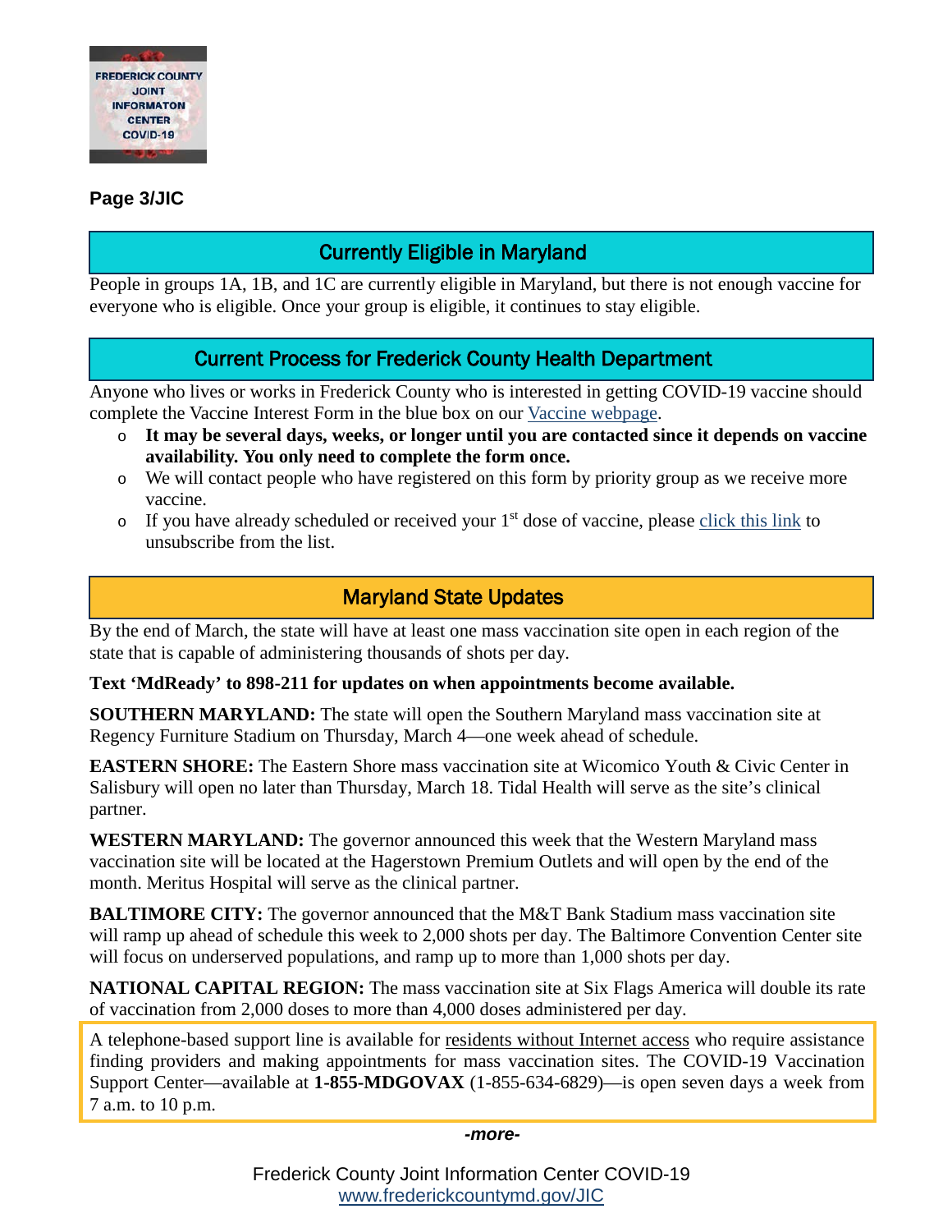**Page 3/JIC**

## Currently Eligible in Maryland

People in groups 1A, 1B, and 1C are currently eligible in Maryland, but there is not enough vaccine for everyone who is eligible. Once your group is eligible, it continues to stay eligible.

## Current Process for Frederick County Health Department

Anyone who lives or works in Frederick County who is interested in getting COVID-19 vaccine should complete the Vaccine Interest Form in the blue box on our Vaccine webpage.

- **It may be several days, weeks, or longer until you are contacted since it depends on vaccine availability. You only need to complete the form once.**
- We will contact people who have registered on this form by priority group as we receive more vaccine.
- If you have already scheduled or received your 1st dose of vaccine, please click this link to unsubscribe from the list.

## Maryland State Updates

By the end of March, the state will have at least one mass vaccination site open in each region of the state that is capable of administering thousands of shots per day.

**Text 'MdReady' to 898-211 for updates on when appointments become available.**

**SOUTHERN MARYLAND:** The state will open the Southern Maryland mass vaccination site at Regency Furniture Stadium on Thursday, March 4—one week ahead of schedule.

**EASTERN SHORE:** The Eastern Shore mass vaccination site at Wicomico Youth & Civic Center in Salisbury will open no later than Thursday, March 18. Tidal Health will serve as the site's clinical partner.

**WESTERN MARYLAND:** The governor announced this week that the Western Maryland mass vaccination site will be located at the Hagerstown Premium Outlets and will open by the end of the month. Meritus Hospital will serve as the clinical partner.

**BALTIMORE CITY:** The governor announced that the M&T Bank Stadium mass vaccination site will ramp up ahead of schedule this week to 2,000 shots per day. The Baltimore Convention Center site will focus on underserved populations, and ramp up to more than 1,000 shots per day.

**NATIONAL CAPITAL REGION:** The mass vaccination site at Six Flags America will double its rate of vaccination from 2,000 doses to more than 4,000 doses administered per day.

A telephone-based support line is available for residents without Internet access who require assistance finding providers and making appointments for mass vaccination sites. The COVID-19 Vaccination Support Center—available at **1-855-MDGOVAX** (1-855-634-6829)—is open seven days a week from 7 a.m. to 10 p.m.

*-more-*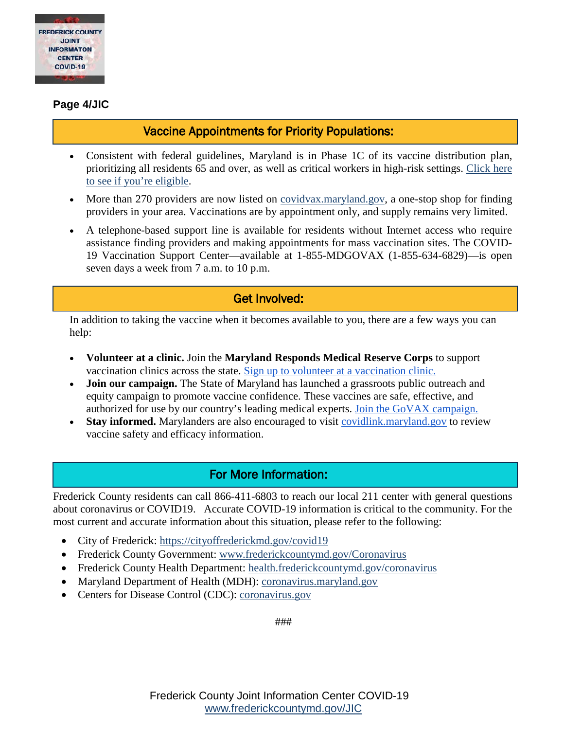**Page 4/JIC**

## Vaccine Appointments for Priority Populations:

- Consistent with federal guidelines, Maryland is in Phase 1C of its vaccine distribution plan, prioritizing all residents 65 and over, as well as critical workers in high-risk settings. Click here to see if you're eligible.
- More than 270 providers are now listed on covidvax.maryland.gov, a one-stop shop for finding providers in your area. Vaccinations are by appointment only, and supply remains very limited.
- A telephone-based support line is available for residents without Internet access who require assistance finding providers and making appointments for mass vaccination sites. The COVID-19 Vaccination Support Center—available at 1-855-MDGOVAX (1-855-634-6829)—is open seven days a week from 7 a.m. to 10 p.m.

## Get Involved:

In addition to taking the vaccine when it becomes available to you, there are a few ways you can help:

- **Volunteer at a clinic.** Join the **Maryland Responds Medical Reserve Corps** to support vaccination clinics across the state. Sign up to volunteer at a vaccination clinic.
- **Join our campaign.** The State of Maryland has launched a grassroots public outreach and equity campaign to promote vaccine confidence. These vaccines are safe, effective, and authorized for use by our country's leading medical experts. Join the GoVAX campaign.
- **Stay informed.** Marylanders are also encouraged to visit covidlink.maryland.gov to review vaccine safety and efficacy information.

## For More Information:

Frederick County residents can call 866-411-6803 to reach our local 211 center with general questions about coronavirus or COVID19. Accurate COVID-19 information is critical to the community. For the most current and accurate information about this situation, please refer to the following:

- City of Frederick: https://cityoffrederickmd.gov/covid19
- Frederick County Government: www.frederickcountymd.gov/Coronavirus
- Frederick County Health Department: health.frederickcountymd.gov/coronavirus
- Maryland Department of Health (MDH): coronavirus.maryland.gov
- Centers for Disease Control (CDC): coronavirus.gov

###